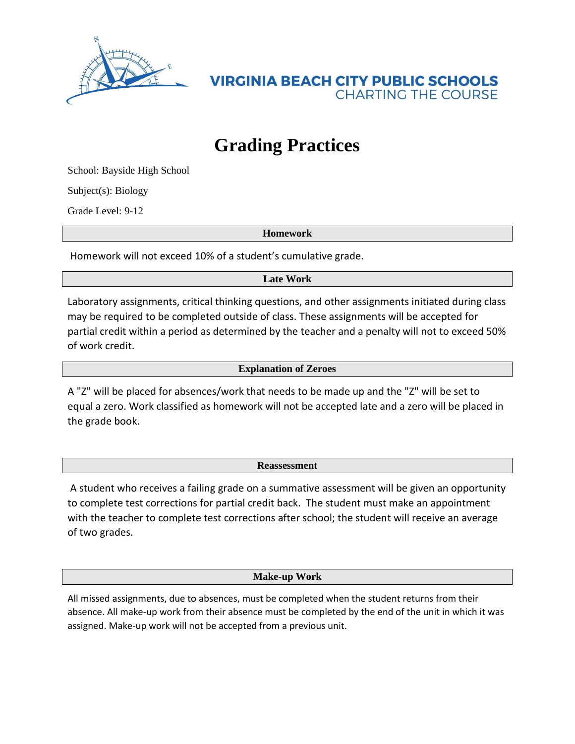VIRGINIA BEACH CITY PUBLIC SCHOOLS
CHARTING THE COURSE

# Grading Practices

School: Bayside High School

Subject(s): Biology

Grade Level: 9-12

## Homework

Homework will not exceed 10% of a student's cumulative grade.

## Late Work

Laboratory assignments, critical thinking questions, and other assignments initiated during class may be required to be completed outside of class. These assignments will be accepted for partial credit within a period as determined by the teacher and a penalty will not to exceed 50% of work credit.

## Explanation of Zeroes

A "Z" will be placed for absences/work that needs to be made up and the "Z" will be set to equal a zero. Work classified as homework will not be accepted late and a zero will be placed in the grade book.

## Reassessment

A student who receives a failing grade on a summative assessment will be given an opportunity to complete test corrections for partial credit back. The student must make an appointment with the teacher to complete test corrections after school; the student will receive an average of two grades.

## Make-up Work

All missed assignments, due to absences, must be completed when the student returns from their absence. All make-up work from their absence must be completed by the end of the unit in which it was assigned. Make-up work will not be accepted from a previous unit.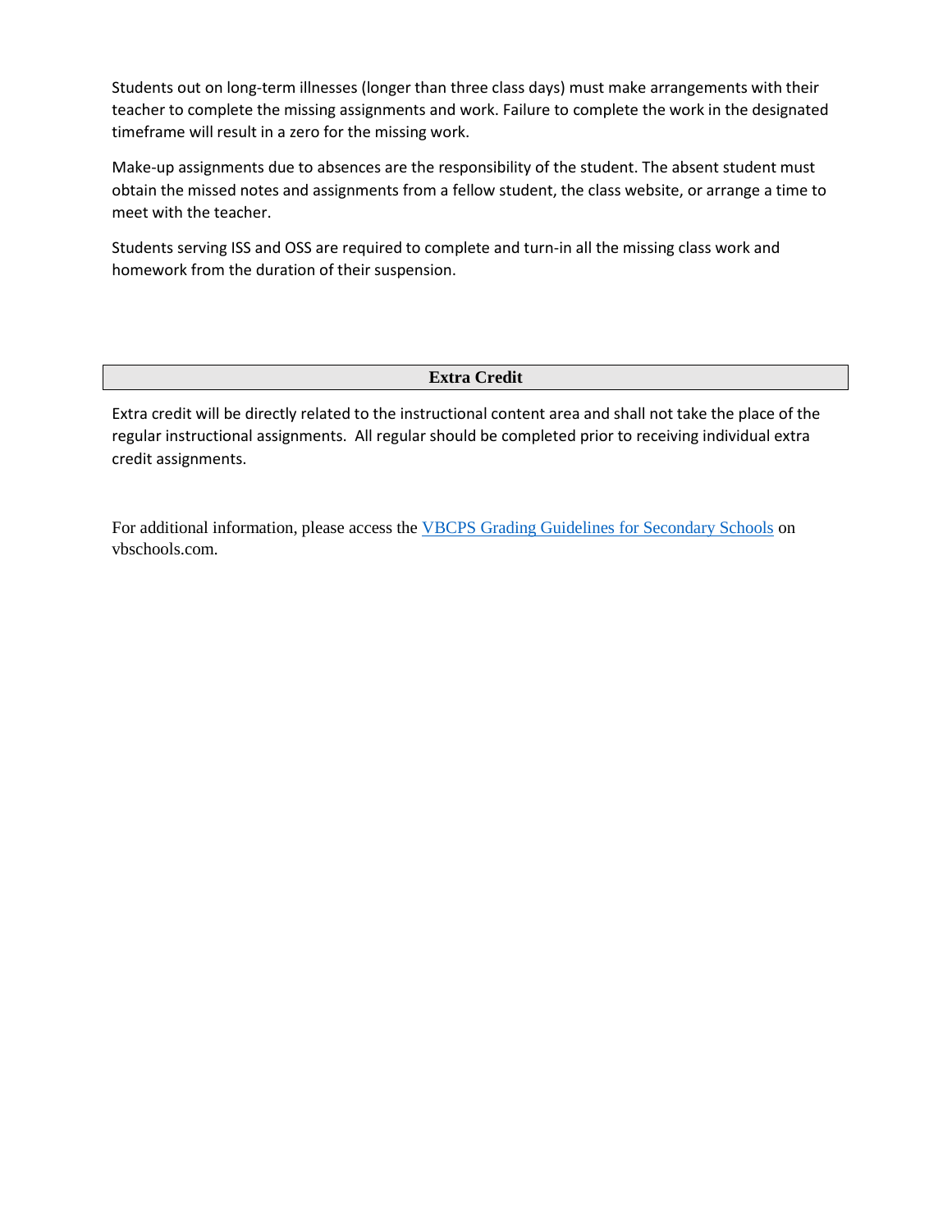Students out on long-term illnesses (longer than three class days) must make arrangements with their teacher to complete the missing assignments and work. Failure to complete the work in the designated timeframe will result in a zero for the missing work.

Make-up assignments due to absences are the responsibility of the student. The absent student must obtain the missed notes and assignments from a fellow student, the class website, or arrange a time to meet with the teacher.

Students serving ISS and OSS are required to complete and turn-in all the missing class work and homework from the duration of their suspension.

## Extra Credit

Extra credit will be directly related to the instructional content area and shall not take the place of the regular instructional assignments. All regular should be completed prior to receiving individual extra credit assignments.

For additional information, please access the [VBCPS Grading Guidelines for Secondary Schools]() on vbschools.com.